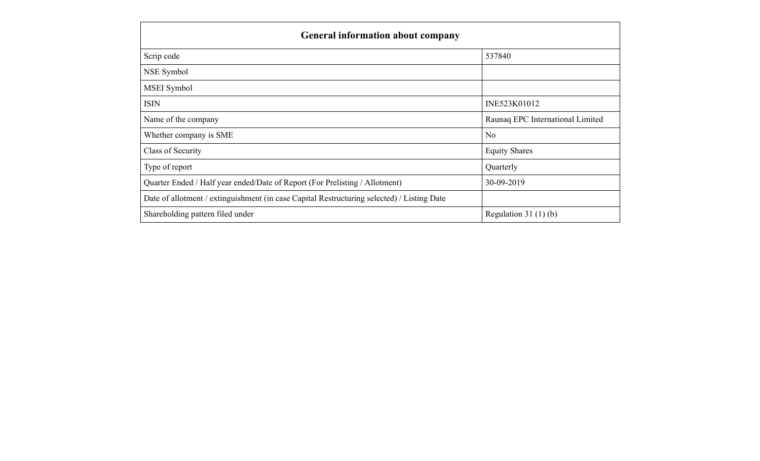| General information about company | |
|---|---|
| Scrip code | 537840 |
| NSE Symbol | |
| MSEI Symbol | |
| ISIN | INE523K01012 |
| Name of the company | Raunaq EPC International Limited |
| Whether company is SME | No |
| Class of Security | Equity Shares |
| Type of report | Quarterly |
| Quarter Ended / Half year ended/Date of Report (For Prelisting / Allotment) | 30-09-2019 |
| Date of allotment / extinguishment (in case Capital Restructuring selected) / Listing Date | |
| Shareholding pattern filed under | Regulation 31 (1) (b) |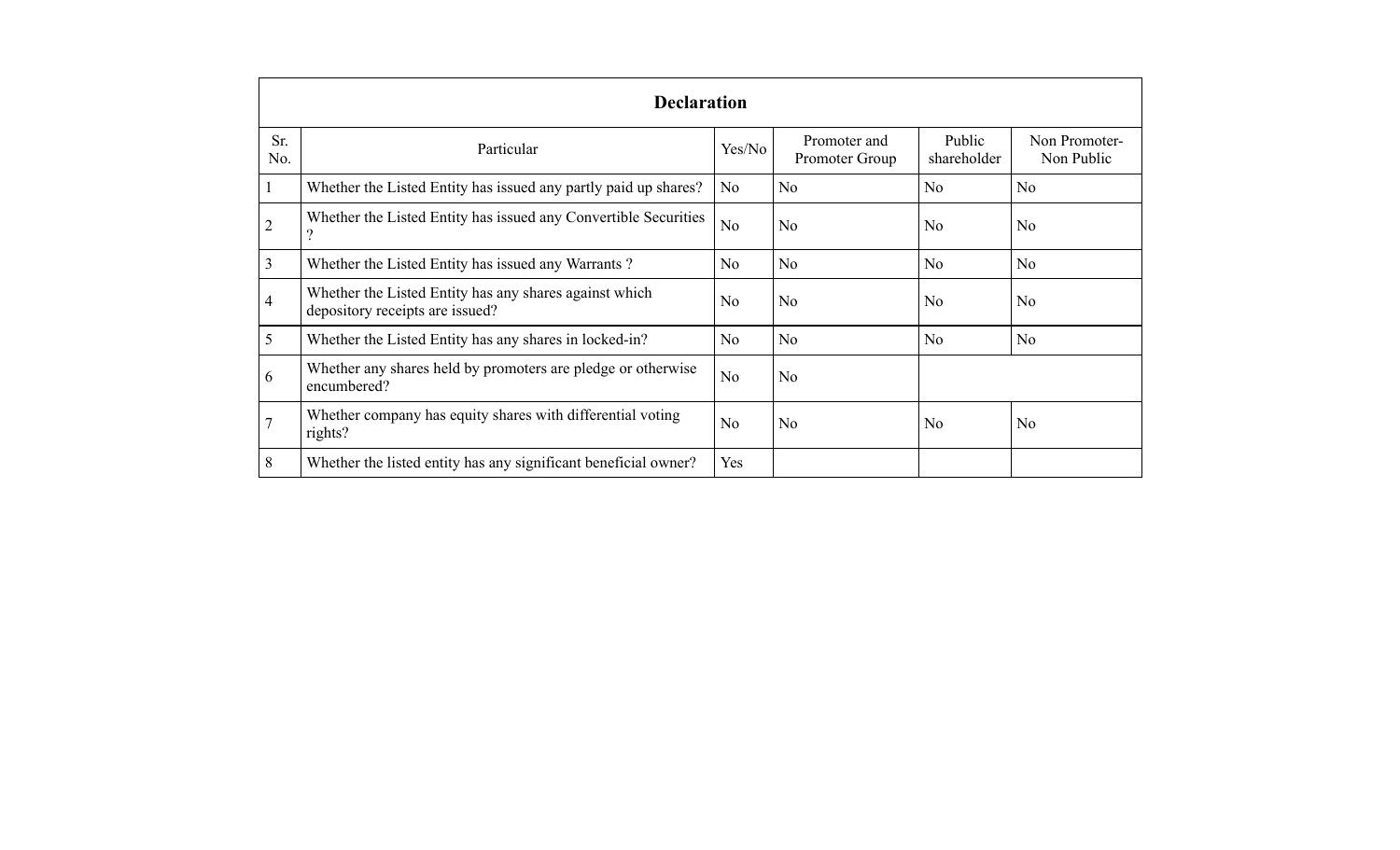## Declaration

| Sr. No. | Particular | Yes/No | Promoter and Promoter Group | Public shareholder | Non Promoter- Non Public |
|---|---|---|---|---|---|
| 1 | Whether the Listed Entity has issued any partly paid up shares? | No | No | No | No |
| 2 | Whether the Listed Entity has issued any Convertible Securities ? | No | No | No | No |
| 3 | Whether the Listed Entity has issued any Warrants ? | No | No | No | No |
| 4 | Whether the Listed Entity has any shares against which depository receipts are issued? | No | No | No | No |
| 5 | Whether the Listed Entity has any shares in locked-in? | No | No | No | No |
| 6 | Whether any shares held by promoters are pledge or otherwise encumbered? | No | No | | |
| 7 | Whether company has equity shares with differential voting rights? | No | No | No | No |
| 8 | Whether the listed entity has any significant beneficial owner? | Yes | | | |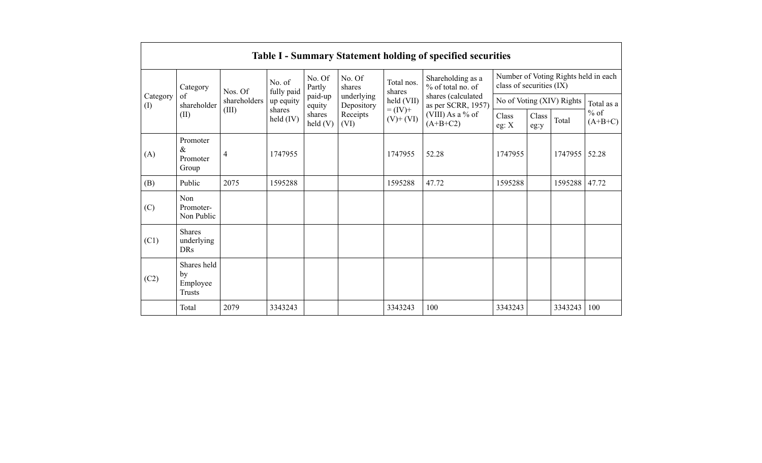| Table I - Summary Statement holding of specified securities | | | | | | | | | | | | |
|---|---|---|---|---|---|---|---|---|---|---|---|---|
| Category (I) | Category of shareholder (II) | Nos. Of shareholders (III) | No. of fully paid up equity shares held (IV) | No. Of Partly paid-up equity shares held (V) | No. Of shares underlying Depository Receipts (VI) | Total nos. shares held (VII) = (IV)+ (V)+ (VI) | Shareholding as a % of total no. of shares (calculated as per SCRR, 1957) (VIII) As a % of (A+B+C2) | Number of Voting Rights held in each class of securities (IX) | | | |
| | | | | | | | | No of Voting (XIV) Rights | | | Total as a % of (A+B+C) |
| | | | | | | | | Class eg: X | Class eg:y | Total | |
| (A) | Promoter & Promoter Group | 4 | 1747955 | | | 1747955 | 52.28 | 1747955 | | 1747955 | 52.28 |
| (B) | Public | 2075 | 1595288 | | | 1595288 | 47.72 | 1595288 | | 1595288 | 47.72 |
| (C) | Non Promoter- Non Public | | | | | | | | | | |
| (C1) | Shares underlying DRs | | | | | | | | | | |
| (C2) | Shares held by Employee Trusts | | | | | | | | | | |
| | Total | 2079 | 3343243 | | | 3343243 | 100 | 3343243 | | 3343243 | 100 |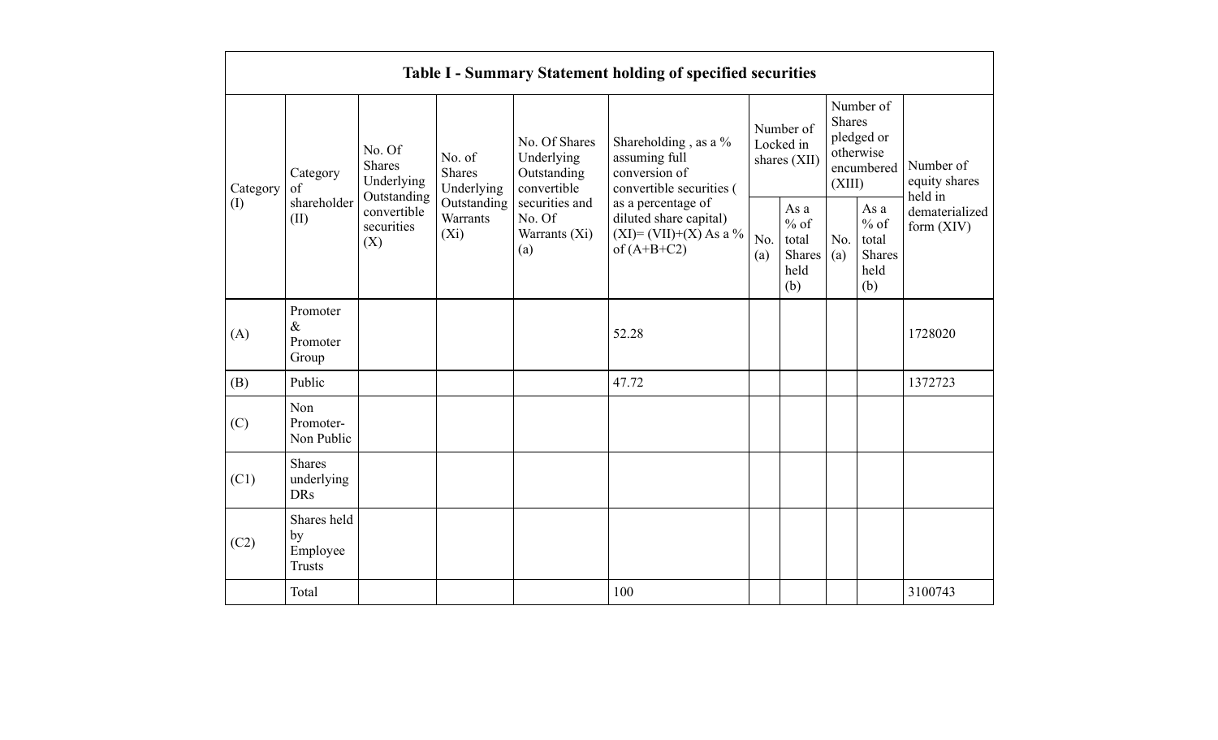| Table I - Summary Statement holding of specified securities | | | | | | | | | | | |
|---|---|---|---|---|---|---|---|---|---|---|---|
| Category (I) | Category of shareholder (II) | No. Of Shares Underlying Outstanding convertible securities (X) | No. of Shares Underlying Outstanding Warrants (Xi) | No. Of Shares Underlying Outstanding convertible securities and No. Of Warrants (Xi) (a) | Shareholding , as a % assuming full conversion of convertible securities ( as a percentage of diluted share capital) (XI)= (VII)+(X) As a % of (A+B+C2) | Number of Locked in shares (XII) | | Number of Shares pledged or otherwise encumbered (XIII) | | Number of equity shares held in dematerialized form (XIV) |
| | | | | | | No. (a) | As a % of total Shares held (b) | No. (a) | As a % of total Shares held (b) | |
| (A) | Promoter & Promoter Group | | | | 52.28 | | | | | 1728020 |
| (B) | Public | | | | 47.72 | | | | | 1372723 |
| (C) | Non Promoter- Non Public | | | | | | | | | |
| (C1) | Shares underlying DRs | | | | | | | | | |
| (C2) | Shares held by Employee Trusts | | | | | | | | | |
| | Total | | | | 100 | | | | | 3100743 |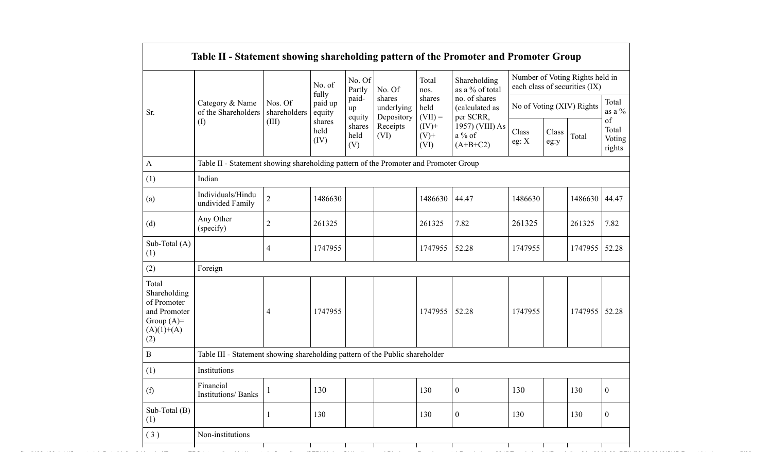| Sr. | Category & Name of the Shareholders (I) | Nos. Of shareholders (III) | No. of fully paid up equity shares held (IV) | No. Of Partly paid-up equity shares held (V) | No. Of shares underlying Depository Receipts (VI) | Total nos. shares held (VII) = (IV)+ (V)+ (VI) | Shareholding as a % of total no. of shares (calculated as per SCRR, 1957) (VIII) As a % of (A+B+C2) | Number of Voting Rights held in each class of securities (IX) | | | |
|---|---|---|---|---|---|---|---|---|---|---|---|
| | | | | | | | | No of Voting (XIV) Rights | | | Total as a % of Total Voting rights |
| | | | | | | | | Class eg: X | Class eg:y | Total | |
| A | Table II - Statement showing shareholding pattern of the Promoter and Promoter Group | | | | | | | | | | |
| (1) | Indian | | | | | | | | | | |
| (a) | Individuals/Hindu undivided Family | 2 | 1486630 | | | 1486630 | 44.47 | 1486630 | | 1486630 | 44.47 |
| (d) | Any Other (specify) | 2 | 261325 | | | 261325 | 7.82 | 261325 | | 261325 | 7.82 |
| Sub-Total (A) (1) | | 4 | 1747955 | | | 1747955 | 52.28 | 1747955 | | 1747955 | 52.28 |
| (2) | Foreign | | | | | | | | | | |
| Total Shareholding of Promoter and Promoter Group (A)= (A)(1)+(A)(2) | | 4 | 1747955 | | | 1747955 | 52.28 | 1747955 | | 1747955 | 52.28 |
| B | Table III - Statement showing shareholding pattern of the Public shareholder | | | | | | | | | | |
| (1) | Institutions | | | | | | | | | | |
| (f) | Financial Institutions/ Banks | 1 | 130 | | | 130 | 0 | 130 | | 130 | 0 |
| Sub-Total (B) (1) | | 1 | 130 | | | 130 | 0 | 130 | | 130 | 0 |
| ( 3 ) | Non-institutions | | | | | | | | | | |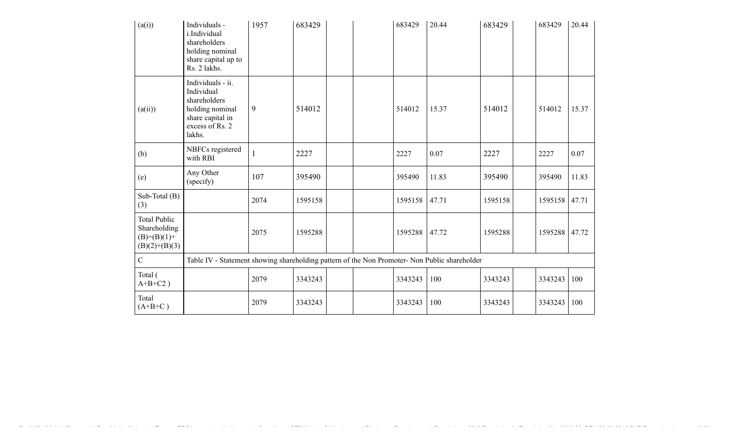| (a(i)) | Individuals - i.Individual shareholders holding nominal share capital up to Rs. 2 lakhs. | 1957 | 683429 | | | 683429 | 20.44 | 683429 | | 683429 | 20.44 |
|---|---|---|---|---|---|---|---|---|---|---|---|
| (a(ii)) | Individuals - ii. Individual shareholders holding nominal share capital in excess of Rs. 2 lakhs. | 9 | 514012 | | | 514012 | 15.37 | 514012 | | 514012 | 15.37 |
| (b) | NBFCs registered with RBI | 1 | 2227 | | | 2227 | 0.07 | 2227 | | 2227 | 0.07 |
| (e) | Any Other (specify) | 107 | 395490 | | | 395490 | 11.83 | 395490 | | 395490 | 11.83 |
| Sub-Total (B)(3) | | 2074 | 1595158 | | | 1595158 | 47.71 | 1595158 | | 1595158 | 47.71 |
| Total Public Shareholding (B)=(B)(1)+(B)(2)+(B)(3) | | 2075 | 1595288 | | | 1595288 | 47.72 | 1595288 | | 1595288 | 47.72 |
| C | Table IV - Statement showing shareholding pattern of the Non Promoter- Non Public shareholder | | | | | | | | | | |
| Total ( A+B+C2 ) | | 2079 | 3343243 | | | 3343243 | 100 | 3343243 | | 3343243 | 100 |
| Total (A+B+C ) | | 2079 | 3343243 | | | 3343243 | 100 | 3343243 | | 3343243 | 100 |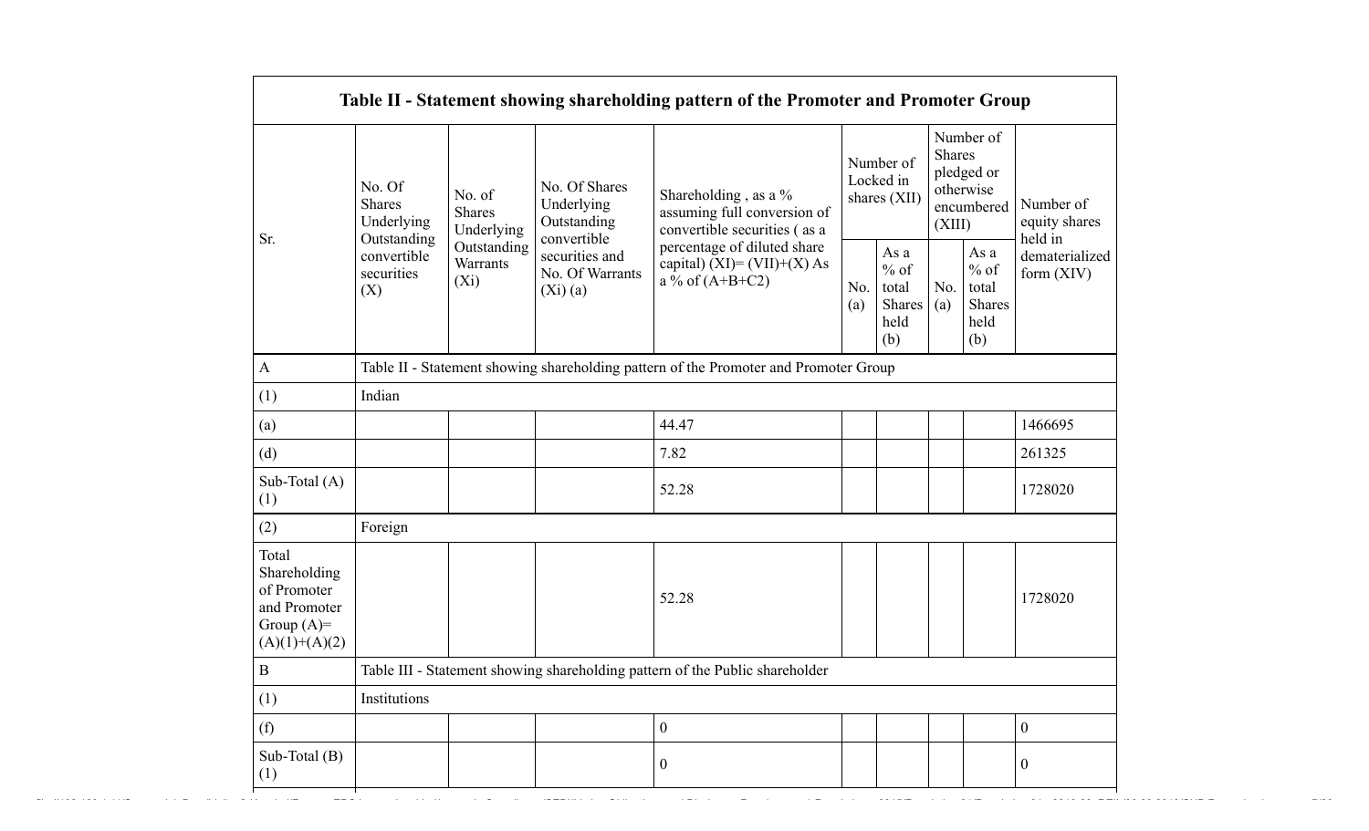| Table II - Statement showing shareholding pattern of the Promoter and Promoter Group | | | | | | | | | |
|---|---|---|---|---|---|---|---|---|---|
| Sr. | No. Of Shares Underlying Outstanding convertible securities (X) | No. of Shares Underlying Outstanding Warrants (Xi) | No. Of Shares Underlying Outstanding convertible securities and No. Of Warrants (Xi) (a) | Shareholding , as a % assuming full conversion of convertible securities ( as a percentage of diluted share capital) (XI)= (VII)+(X) As a % of (A+B+C2) | Number of Locked in shares (XII) | | Number of Shares pledged or otherwise encumbered (XIII) | | Number of equity shares held in dematerialized form (XIV) |
| | | | | | No. (a) | As a % of total Shares held (b) | No. (a) | As a % of total Shares held (b) | |
| A | Table II - Statement showing shareholding pattern of the Promoter and Promoter Group | | | | | | | | |
| (1) | Indian | | | | | | | | |
| (a) | | | | 44.47 | | | | | 1466695 |
| (d) | | | | 7.82 | | | | | 261325 |
| Sub-Total (A) (1) | | | | 52.28 | | | | | 1728020 |
| (2) | Foreign | | | | | | | | |
| Total Shareholding of Promoter and Promoter Group (A)= (A)(1)+(A)(2) | | | | 52.28 | | | | | 1728020 |
| B | Table III - Statement showing shareholding pattern of the Public shareholder | | | | | | | | |
| (1) | Institutions | | | | | | | | |
| (f) | | | | 0 | | | | | 0 |
| Sub-Total (B) (1) | | | | 0 | | | | | 0 |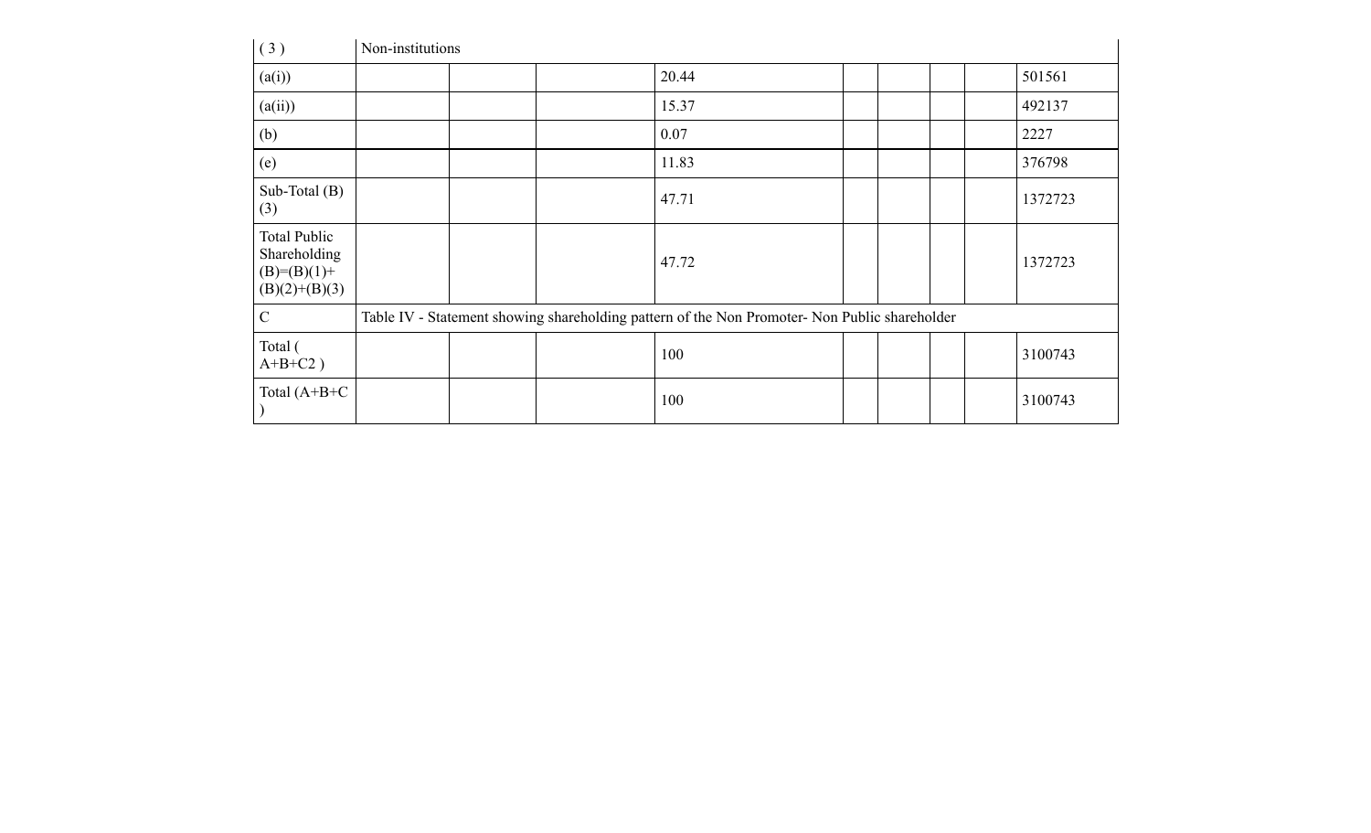| ( 3 ) | Non-institutions | | | | | | | |
|---|---|---|---|---|---|---|---|---|
| (a(i)) | | | 20.44 | | | | | 501561 |
| (a(ii)) | | | 15.37 | | | | | 492137 |
| (b) | | | 0.07 | | | | | 2227 |
| (e) | | | 11.83 | | | | | 376798 |
| Sub-Total (B)(3) | | | 47.71 | | | | | 1372723 |
| Total Public Shareholding (B)=(B)(1)+(B)(2)+(B)(3) | | | 47.72 | | | | | 1372723 |
| C | Table IV - Statement showing shareholding pattern of the Non Promoter- Non Public shareholder | | | | | | | |
| Total ( A+B+C2 ) | | | 100 | | | | | 3100743 |
| Total (A+B+C ) | | | 100 | | | | | 3100743 |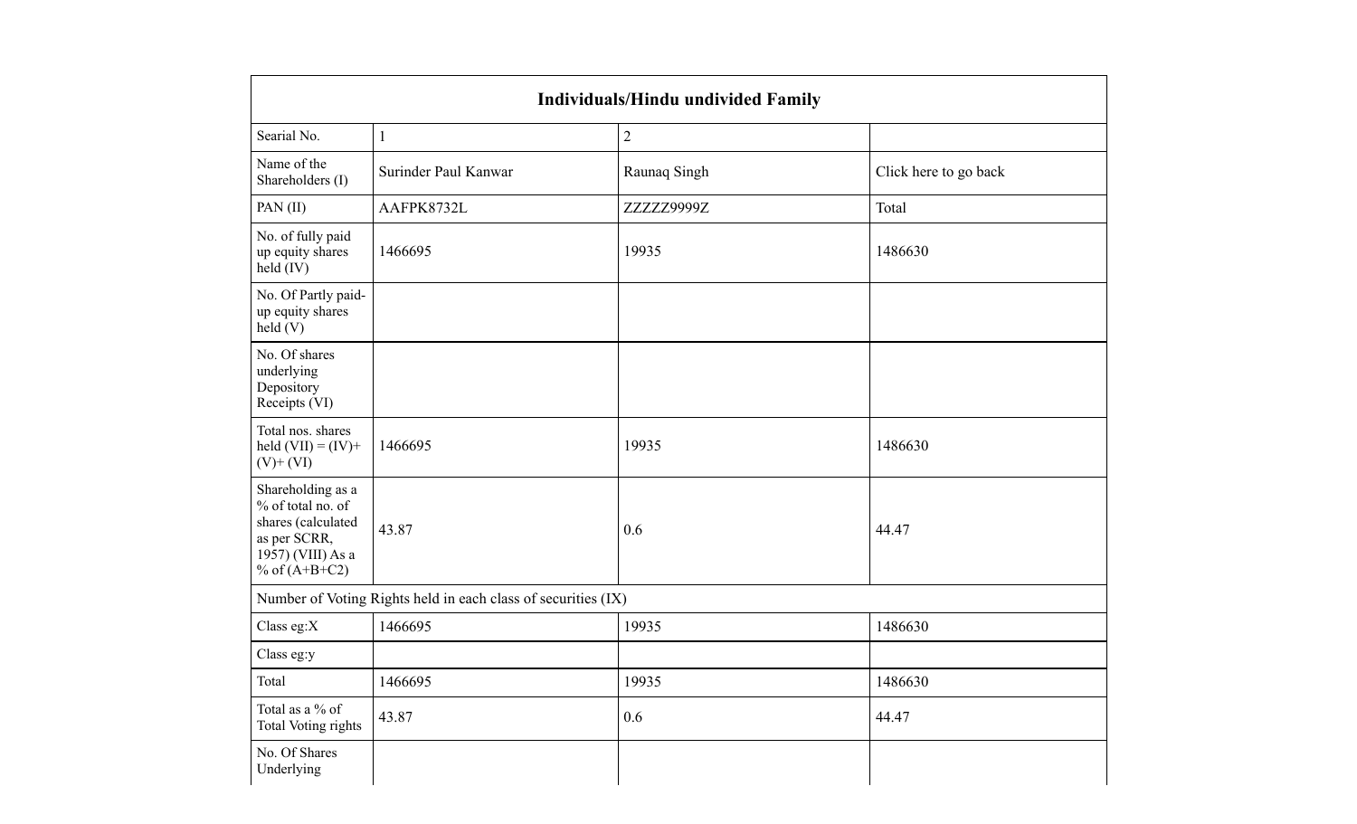| Individuals/Hindu undivided Family | | | |
|---|---|---|---|
| Searial No. | 1 | 2 | |
| Name of the Shareholders (I) | Surinder Paul Kanwar | Raunaq Singh | Click here to go back |
| PAN (II) | AAFPK8732L | ZZZZZ9999Z | Total |
| No. of fully paid up equity shares held (IV) | 1466695 | 19935 | 1486630 |
| No. Of Partly paid-up equity shares held (V) | | | |
| No. Of shares underlying Depository Receipts (VI) | | | |
| Total nos. shares held (VII) = (IV)+ (V)+ (VI) | 1466695 | 19935 | 1486630 |
| Shareholding as a % of total no. of shares (calculated as per SCRR, 1957) (VIII) As a % of (A+B+C2) | 43.87 | 0.6 | 44.47 |
| Number of Voting Rights held in each class of securities (IX) | | | |
| Class eg:X | 1466695 | 19935 | 1486630 |
| Class eg:y | | | |
| Total | 1466695 | 19935 | 1486630 |
| Total as a % of Total Voting rights | 43.87 | 0.6 | 44.47 |
| No. Of Shares Underlying | | | |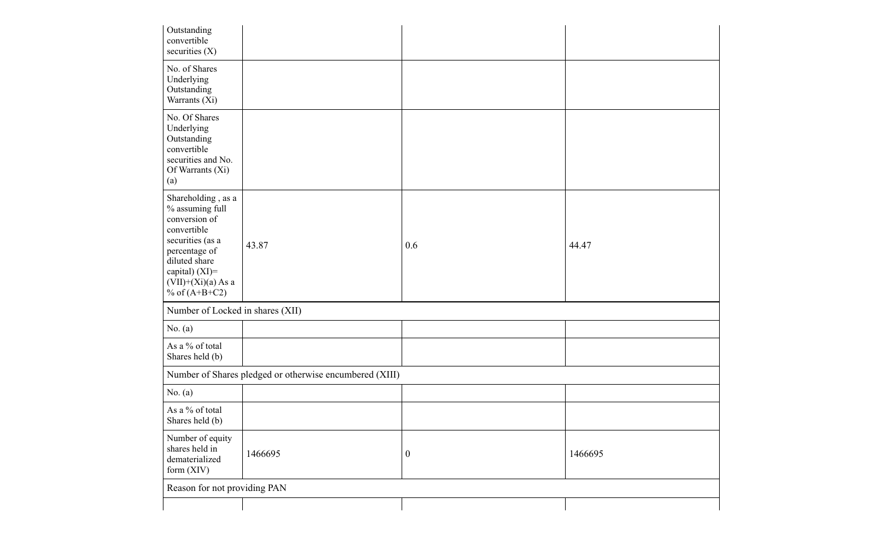| Outstanding convertible securities (X) | | | |
|---|---|---|---|
| No. of Shares Underlying Outstanding Warrants (Xi) | | | |
| No. Of Shares Underlying Outstanding convertible securities and No. Of Warrants (Xi) (a) | | | |
| Shareholding , as a % assuming full conversion of convertible securities (as a percentage of diluted share capital) (XI)= (VII)+(Xi)(a) As a % of (A+B+C2) | 43.87 | 0.6 | 44.47 |
| Number of Locked in shares (XII) | | | |
| No. (a) | | | |
| As a % of total Shares held (b) | | | |
| Number of Shares pledged or otherwise encumbered (XIII) | | | |
| No. (a) | | | |
| As a % of total Shares held (b) | | | |
| Number of equity shares held in dematerialized form (XIV) | 1466695 | 0 | 1466695 |
| Reason for not providing PAN | | | |
| | | | |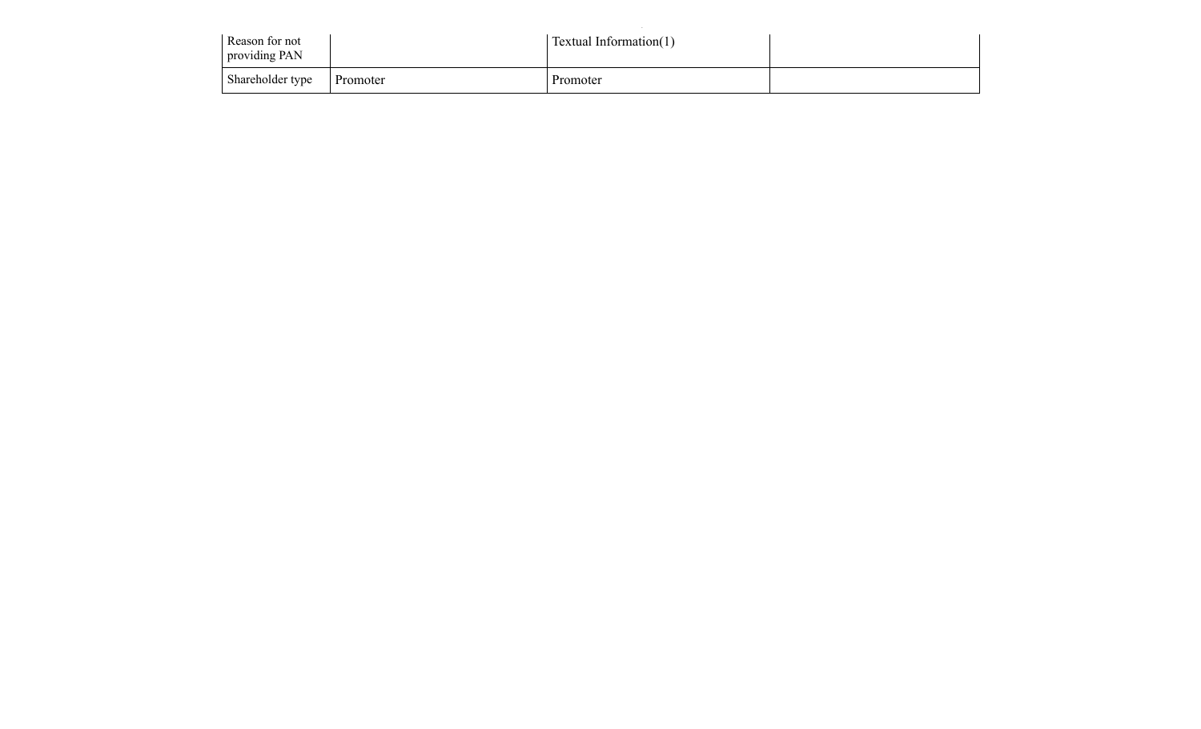| | | | |
|---|---|---|---|
| Reason for not providing PAN | | Textual Information(1) | |
| Shareholder type | Promoter | Promoter | |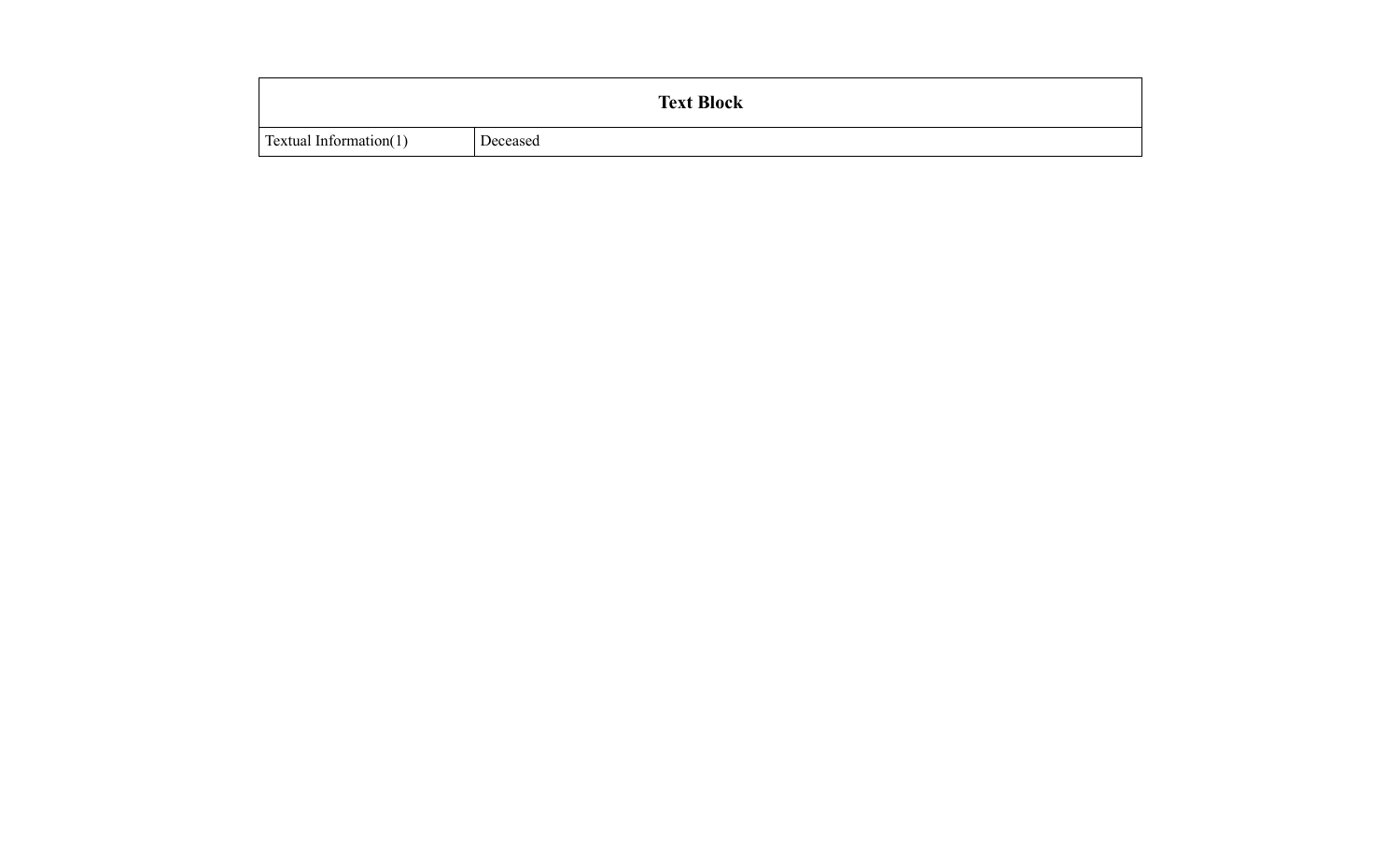| Text Block | |
| --- | --- |
| Textual Information(1) | Deceased |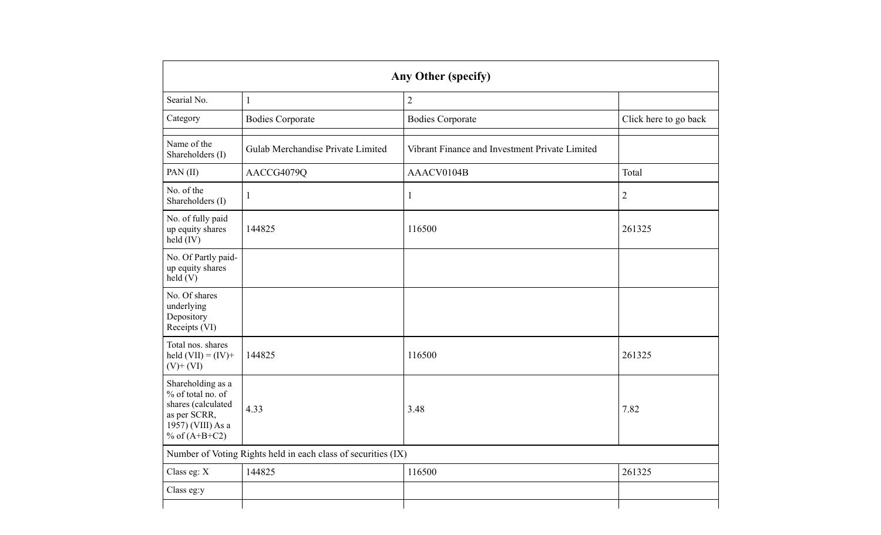| Any Other (specify) | | | |
|---|---|---|---|
| Searial No. | 1 | 2 | |
| Category | Bodies Corporate | Bodies Corporate | Click here to go back |
| | | | |
| Name of the Shareholders (I) | Gulab Merchandise Private Limited | Vibrant Finance and Investment Private Limited | |
| PAN (II) | AACCG4079Q | AAACV0104B | Total |
| No. of the Shareholders (I) | 1 | 1 | 2 |
| No. of fully paid up equity shares held (IV) | 144825 | 116500 | 261325 |
| No. Of Partly paid-up equity shares held (V) | | | |
| No. Of shares underlying Depository Receipts (VI) | | | |
| Total nos. shares held (VII) = (IV)+(V)+ (VI) | 144825 | 116500 | 261325 |
| Shareholding as a % of total no. of shares (calculated as per SCRR, 1957) (VIII) As a % of (A+B+C2) | 4.33 | 3.48 | 7.82 |
| Number of Voting Rights held in each class of securities (IX) | | | |
| Class eg: X | 144825 | 116500 | 261325 |
| Class eg:y | | | |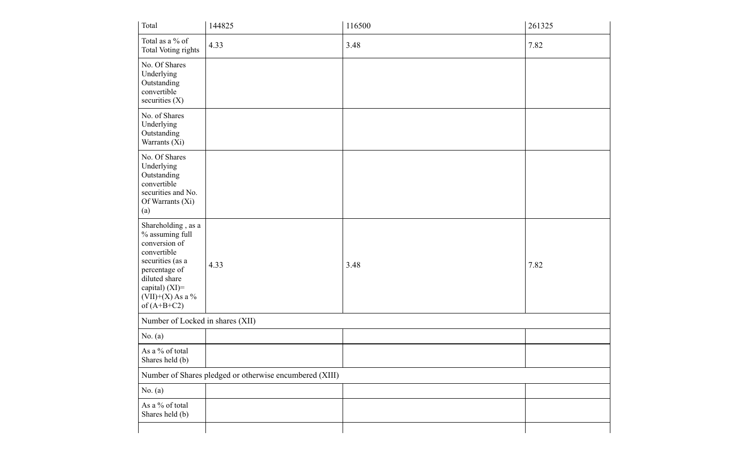| Total | 144825 | 116500 | 261325 |
|---|---|---|---|
| Total as a % of Total Voting rights | 4.33 | 3.48 | 7.82 |
| No. Of Shares Underlying Outstanding convertible securities (X) | | | |
| No. of Shares Underlying Outstanding Warrants (Xi) | | | |
| No. Of Shares Underlying Outstanding convertible securities and No. Of Warrants (Xi) (a) | | | |
| Shareholding , as a % assuming full conversion of convertible securities (as a percentage of diluted share capital) (XI)= (VII)+(X) As a % of (A+B+C2) | 4.33 | 3.48 | 7.82 |
| Number of Locked in shares (XII) | | | |
| No. (a) | | | |
| As a % of total Shares held (b) | | | |
| Number of Shares pledged or otherwise encumbered (XIII) | | | |
| No. (a) | | | |
| As a % of total Shares held (b) | | | |
| | | | |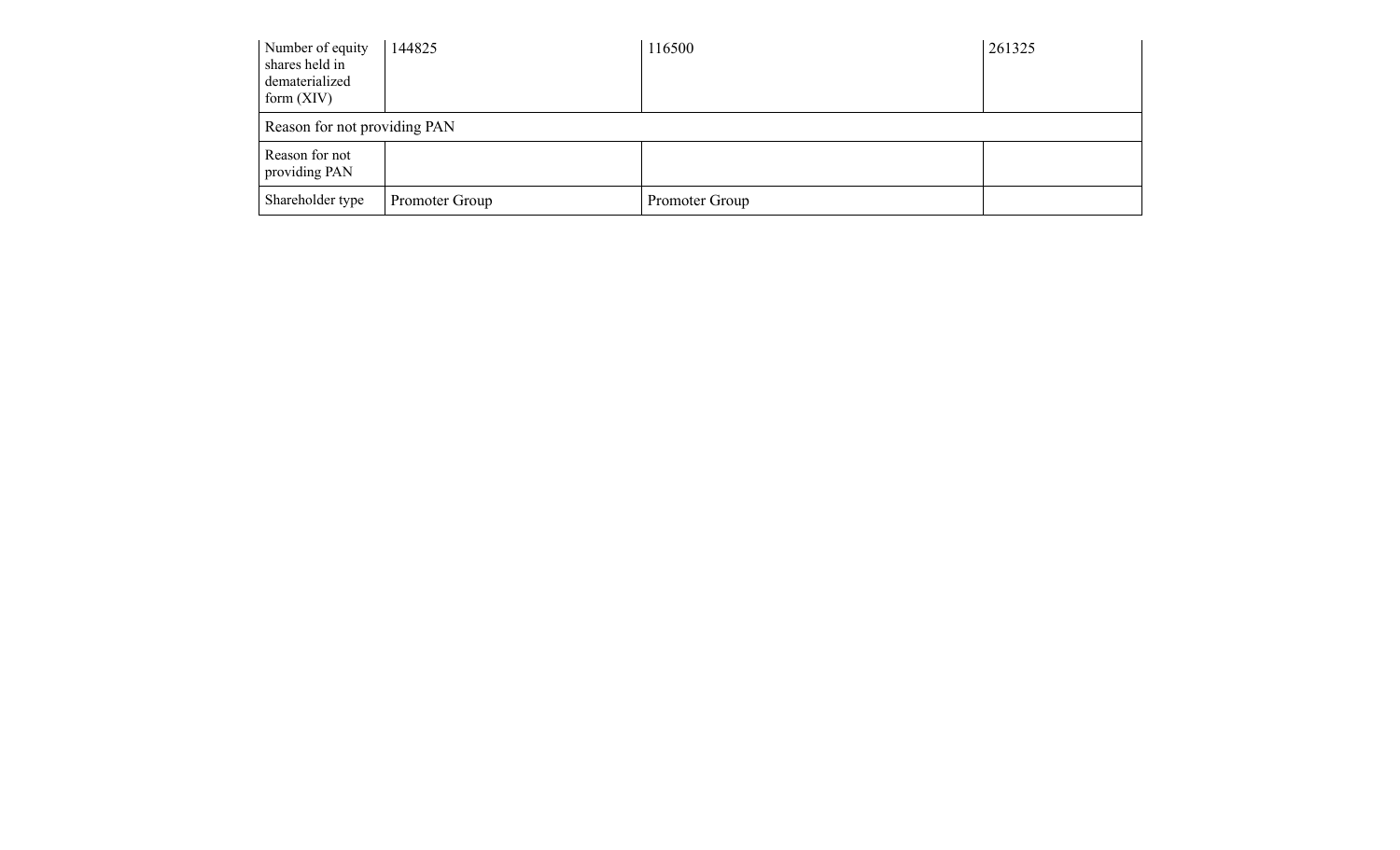| Number of equity shares held in dematerialized form (XIV) | 144825 | 116500 | 261325 |
| --- | --- | --- | --- |
| Reason for not providing PAN | | | |
| Reason for not providing PAN | | | |
| Shareholder type | Promoter Group | Promoter Group | |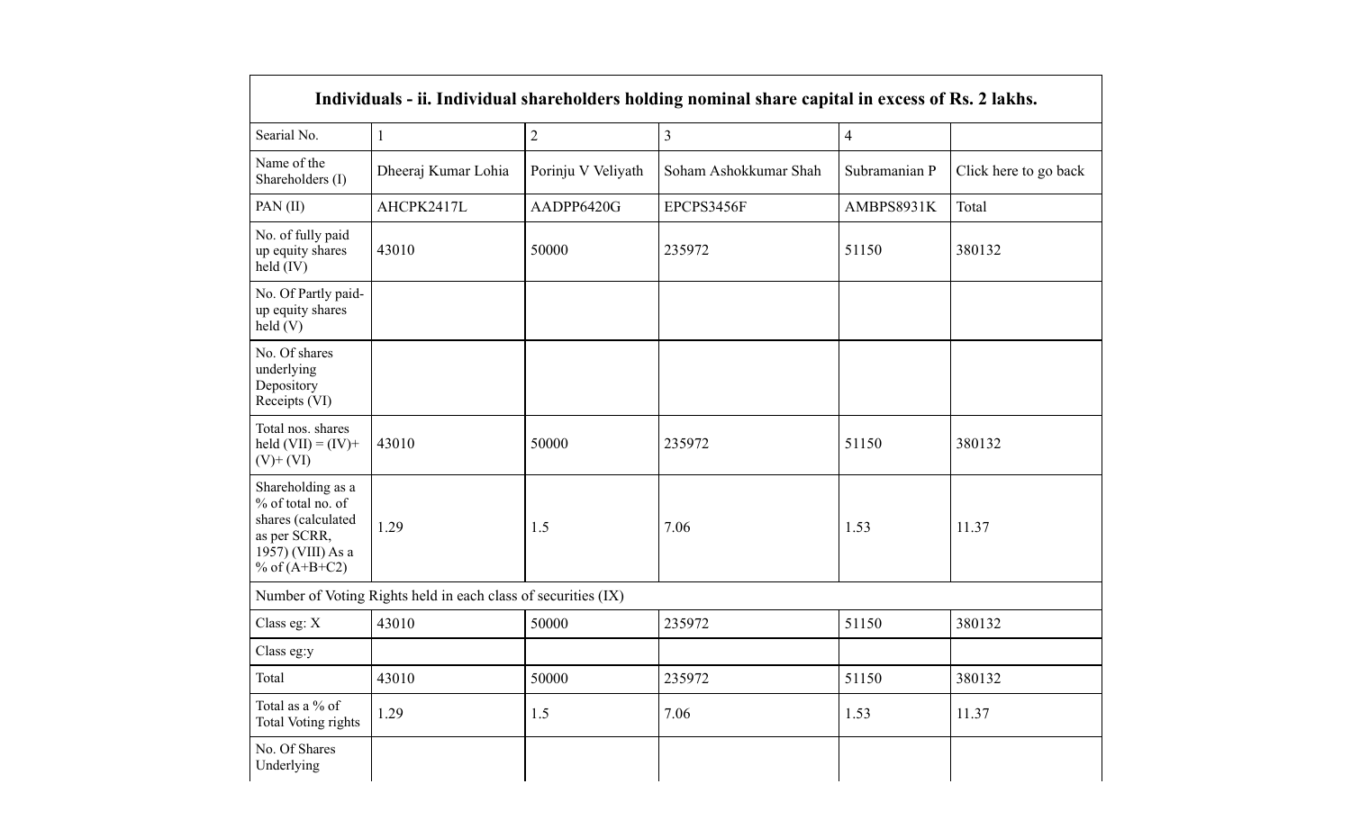| Individuals - ii. Individual shareholders holding nominal share capital in excess of Rs. 2 lakhs. | | | | | |
|---|---|---|---|---|---|
| Searial No. | 1 | 2 | 3 | 4 | |
| Name of the Shareholders (I) | Dheeraj Kumar Lohia | Porinju V Veliyath | Soham Ashokkumar Shah | Subramanian P | Click here to go back |
| PAN (II) | AHCPK2417L | AADPP6420G | EPCPS3456F | AMBPS8931K | Total |
| No. of fully paid up equity shares held (IV) | 43010 | 50000 | 235972 | 51150 | 380132 |
| No. Of Partly paid-up equity shares held (V) | | | | | |
| No. Of shares underlying Depository Receipts (VI) | | | | | |
| Total nos. shares held (VII) = (IV)+ (V)+ (VI) | 43010 | 50000 | 235972 | 51150 | 380132 |
| Shareholding as a % of total no. of shares (calculated as per SCRR, 1957) (VIII) As a % of (A+B+C2) | 1.29 | 1.5 | 7.06 | 1.53 | 11.37 |
| Number of Voting Rights held in each class of securities (IX) | | | | | |
| Class eg: X | 43010 | 50000 | 235972 | 51150 | 380132 |
| Class eg:y | | | | | |
| Total | 43010 | 50000 | 235972 | 51150 | 380132 |
| Total as a % of Total Voting rights | 1.29 | 1.5 | 7.06 | 1.53 | 11.37 |
| No. Of Shares Underlying | | | | | |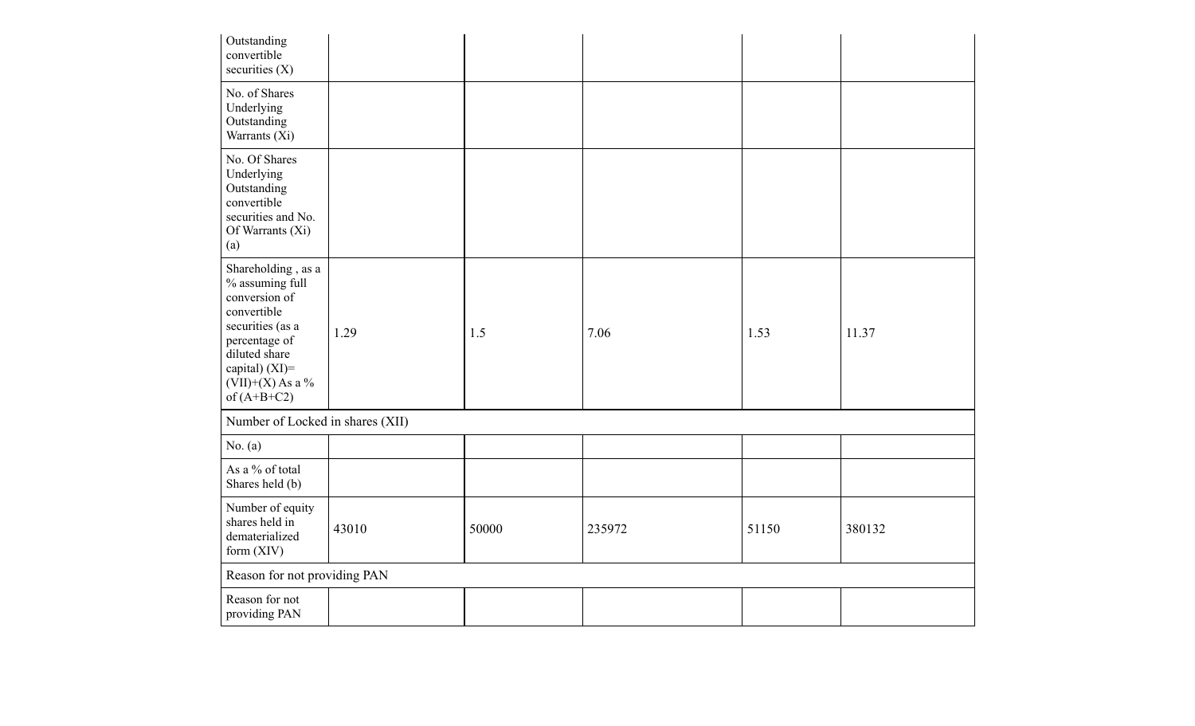| | | | | | |
|---|---|---|---|---|---|
| Outstanding convertible securities (X) | | | | | |
| No. of Shares Underlying Outstanding Warrants (Xi) | | | | | |
| No. Of Shares Underlying Outstanding convertible securities and No. Of Warrants (Xi) (a) | | | | | |
| Shareholding , as a % assuming full conversion of convertible securities (as a percentage of diluted share capital) (XI)= (VII)+(X) As a % of (A+B+C2) | 1.29 | 1.5 | 7.06 | 1.53 | 11.37 |
| Number of Locked in shares (XII) | | | | | |
| No. (a) | | | | | |
| As a % of total Shares held (b) | | | | | |
| Number of equity shares held in dematerialized form (XIV) | 43010 | 50000 | 235972 | 51150 | 380132 |
| Reason for not providing PAN | | | | | |
| Reason for not providing PAN | | | | | |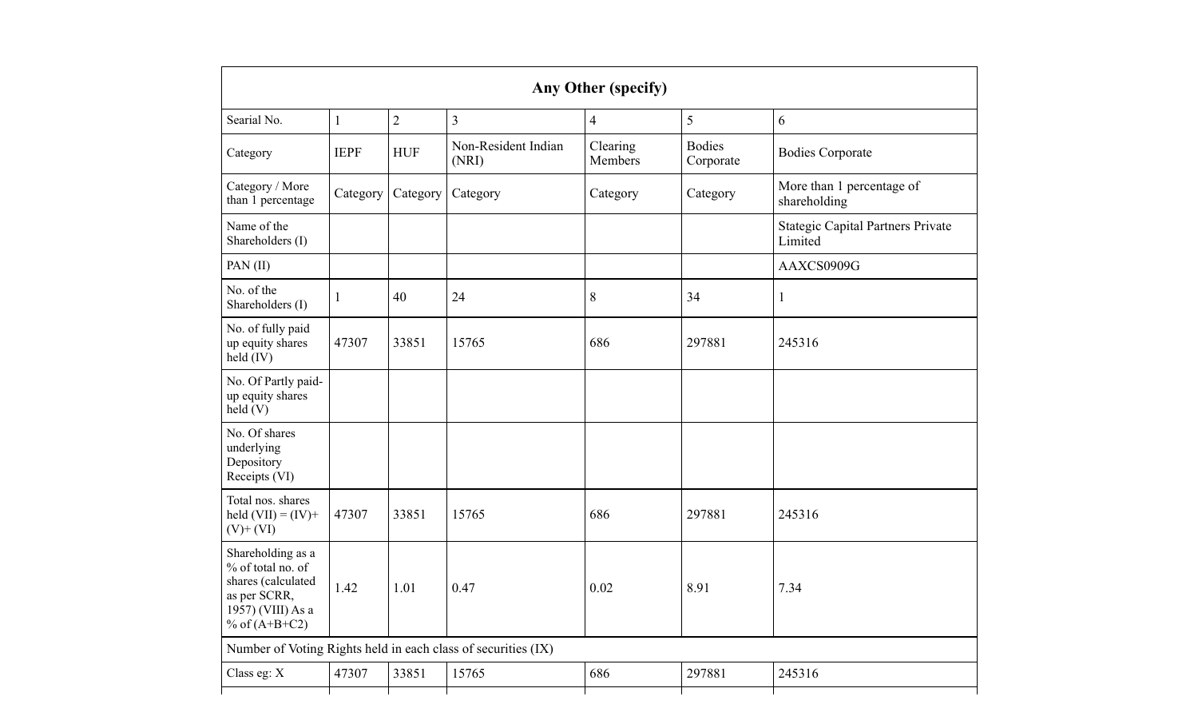| Any Other (specify) | | | | | | |
|---|---|---|---|---|---|---|
| Searial No. | 1 | 2 | 3 | 4 | 5 | 6 |
| Category | IEPF | HUF | Non-Resident Indian (NRI) | Clearing Members | Bodies Corporate | Bodies Corporate |
| Category / More than 1 percentage | Category | Category | Category | Category | Category | More than 1 percentage of shareholding |
| Name of the Shareholders (I) | | | | | | Stategic Capital Partners Private Limited |
| PAN (II) | | | | | | AAXCS0909G |
| No. of the Shareholders (I) | 1 | 40 | 24 | 8 | 34 | 1 |
| No. of fully paid up equity shares held (IV) | 47307 | 33851 | 15765 | 686 | 297881 | 245316 |
| No. Of Partly paid-up equity shares held (V) | | | | | | |
| No. Of shares underlying Depository Receipts (VI) | | | | | | |
| Total nos. shares held (VII) = (IV)+(V)+ (VI) | 47307 | 33851 | 15765 | 686 | 297881 | 245316 |
| Shareholding as a % of total no. of shares (calculated as per SCRR, 1957) (VIII) As a % of (A+B+C2) | 1.42 | 1.01 | 0.47 | 0.02 | 8.91 | 7.34 |
| Number of Voting Rights held in each class of securities (IX) | | | | | | |
| Class eg: X | 47307 | 33851 | 15765 | 686 | 297881 | 245316 |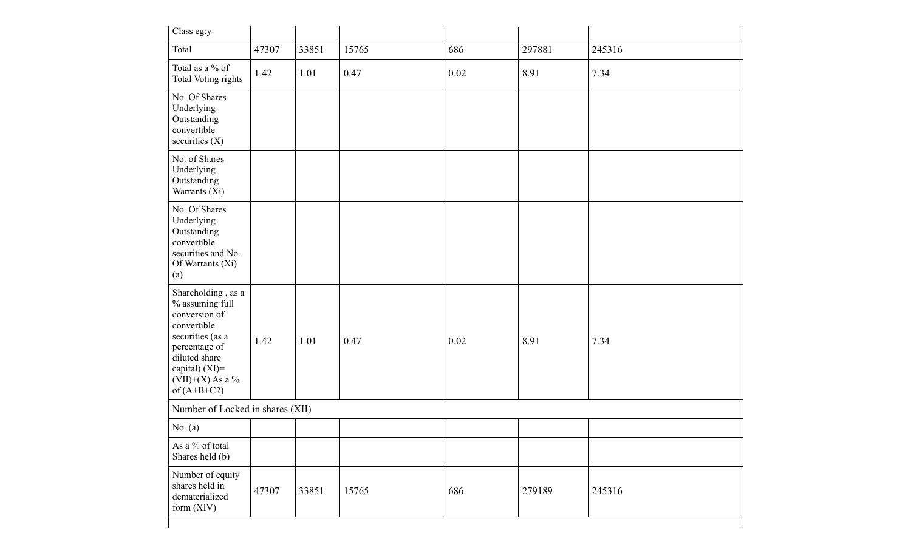| Class eg:y | | | | | | |
|---|---|---|---|---|---|---|
| Total | 47307 | 33851 | 15765 | 686 | 297881 | 245316 |
| Total as a % of Total Voting rights | 1.42 | 1.01 | 0.47 | 0.02 | 8.91 | 7.34 |
| No. Of Shares Underlying Outstanding convertible securities (X) | | | | | | |
| No. of Shares Underlying Outstanding Warrants (Xi) | | | | | | |
| No. Of Shares Underlying Outstanding convertible securities and No. Of Warrants (Xi) (a) | | | | | | |
| Shareholding , as a % assuming full conversion of convertible securities (as a percentage of diluted share capital) (XI)= (VII)+(X) As a % of (A+B+C2) | 1.42 | 1.01 | 0.47 | 0.02 | 8.91 | 7.34 |
| Number of Locked in shares (XII) | | | | | | |
| No. (a) | | | | | | |
| As a % of total Shares held (b) | | | | | | |
| Number of equity shares held in dematerialized form (XIV) | 47307 | 33851 | 15765 | 686 | 279189 | 245316 |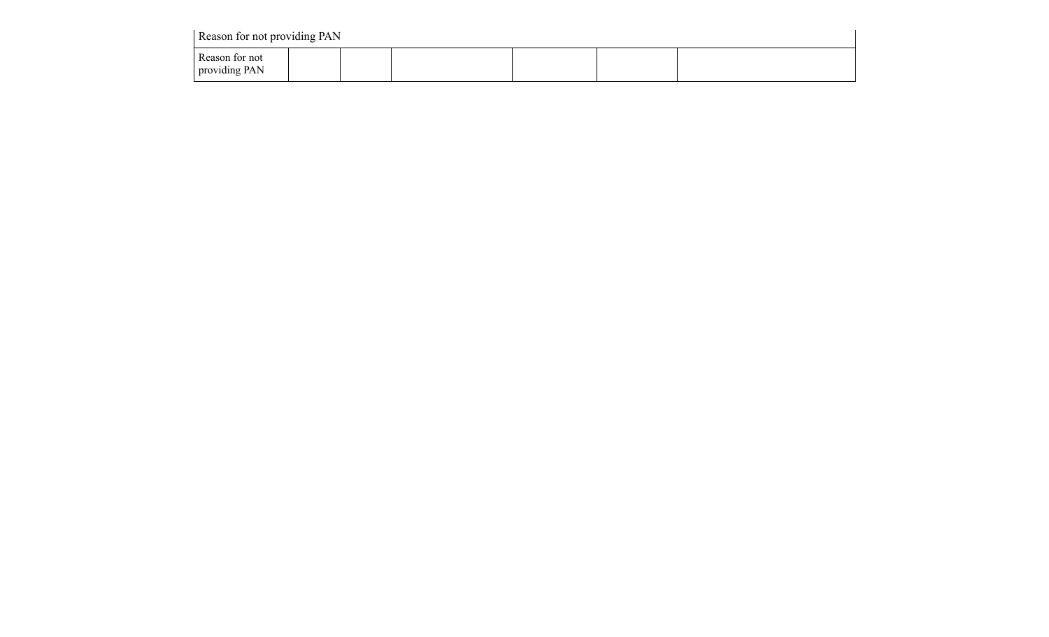| Reason for not providing PAN | | | | | | |
|---|---|---|---|---|---|---|
| Reason for not providing PAN | | | | | | |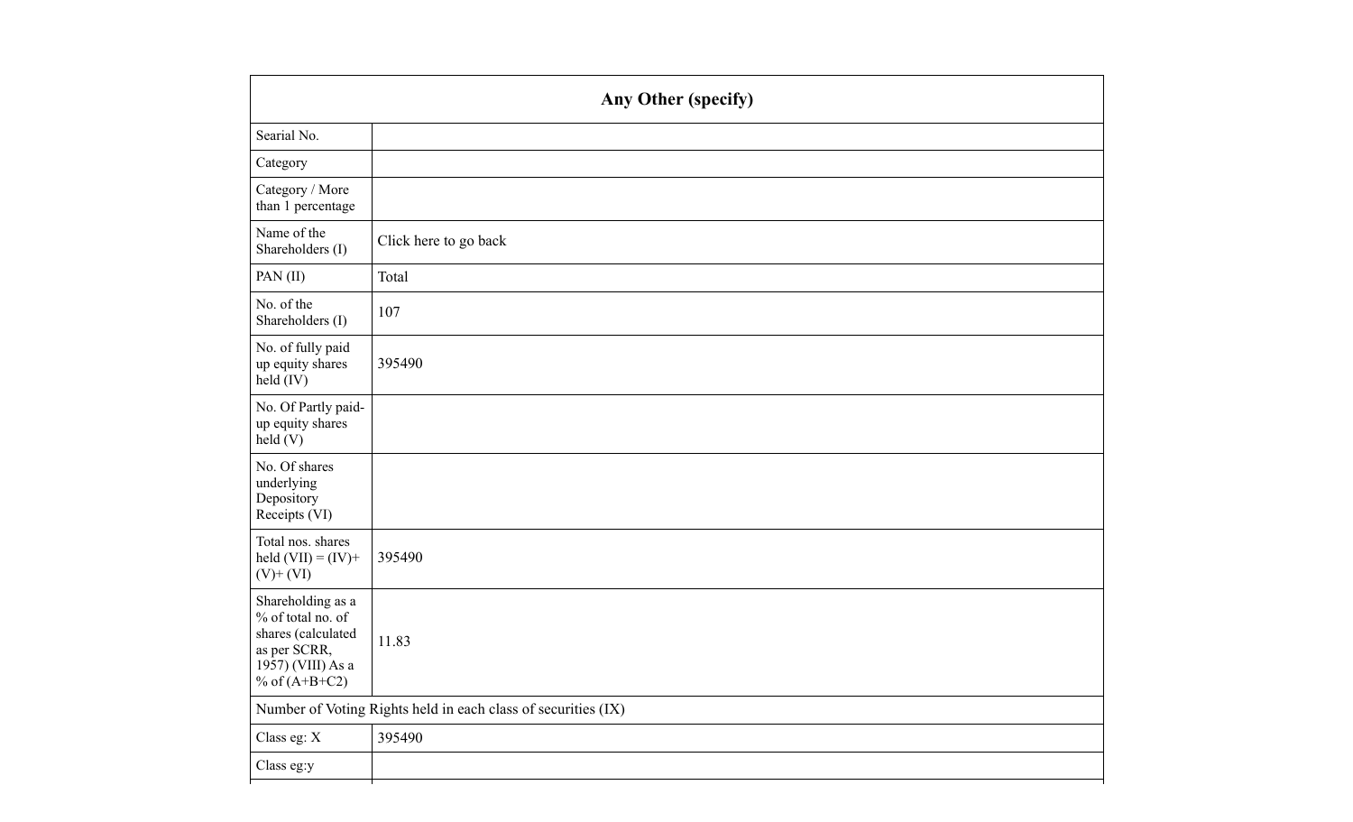| Any Other (specify) | |
|---|---|
| Searial No. | |
| Category | |
| Category / More than 1 percentage | |
| Name of the Shareholders (I) | Click here to go back |
| PAN (II) | Total |
| No. of the Shareholders (I) | 107 |
| No. of fully paid up equity shares held (IV) | 395490 |
| No. Of Partly paid-up equity shares held (V) | |
| No. Of shares underlying Depository Receipts (VI) | |
| Total nos. shares held (VII) = (IV)+ (V)+ (VI) | 395490 |
| Shareholding as a % of total no. of shares (calculated as per SCRR, 1957) (VIII) As a % of (A+B+C2) | 11.83 |
| Number of Voting Rights held in each class of securities (IX) | |
| Class eg: X | 395490 |
| Class eg:y | |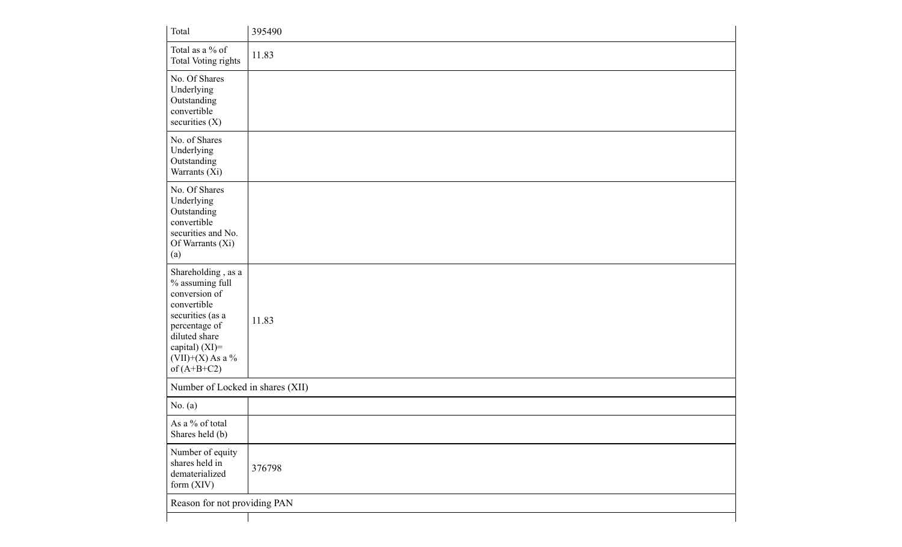| Total | 395490 |
|---|---|
| Total as a % of Total Voting rights | 11.83 |
| No. Of Shares Underlying Outstanding convertible securities (X) | |
| No. of Shares Underlying Outstanding Warrants (Xi) | |
| No. Of Shares Underlying Outstanding convertible securities and No. Of Warrants (Xi) (a) | |
| Shareholding , as a % assuming full conversion of convertible securities (as a percentage of diluted share capital) (XI)= (VII)+(X) As a % of (A+B+C2) | 11.83 |
| Number of Locked in shares (XII) | |
| No. (a) | |
| As a % of total Shares held (b) | |
| Number of equity shares held in dematerialized form (XIV) | 376798 |
| Reason for not providing PAN | |
| | |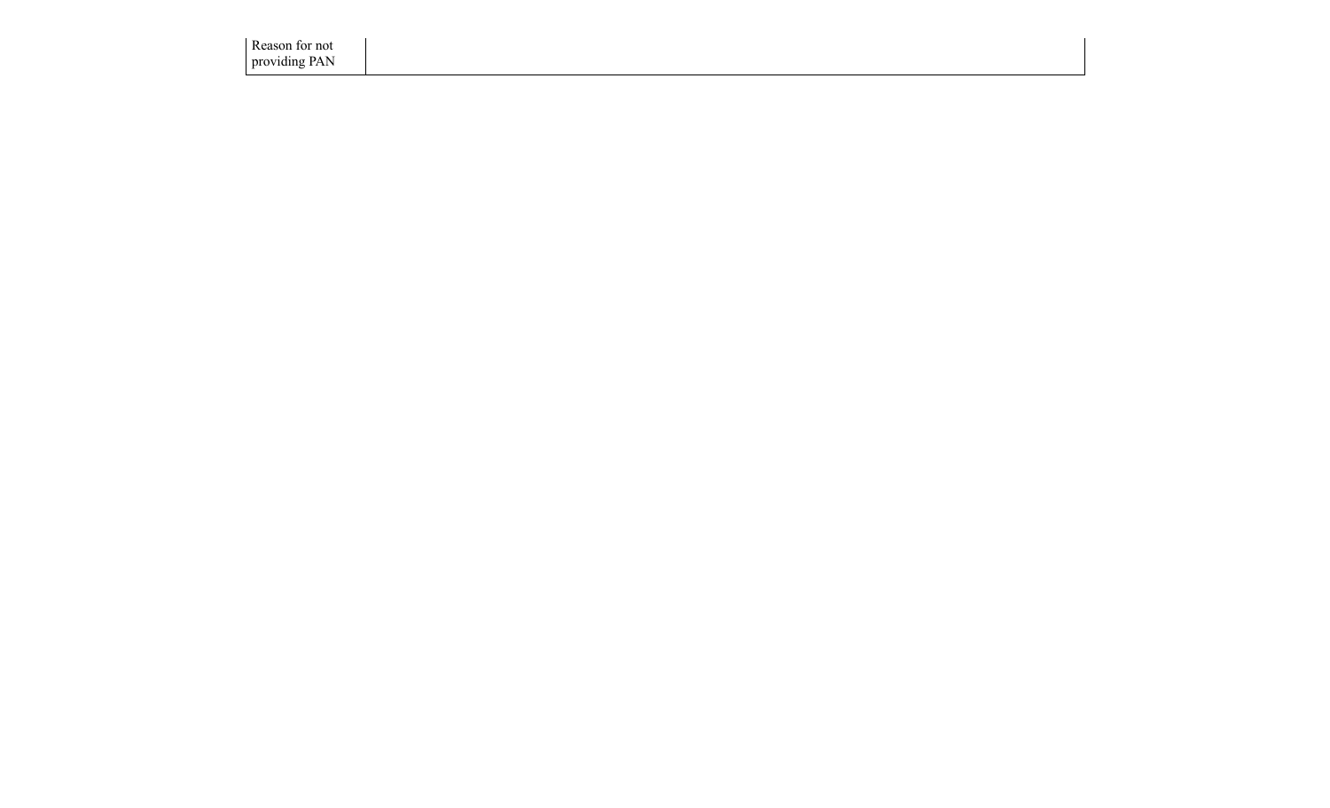| Reason for not providing PAN | |
|---|---|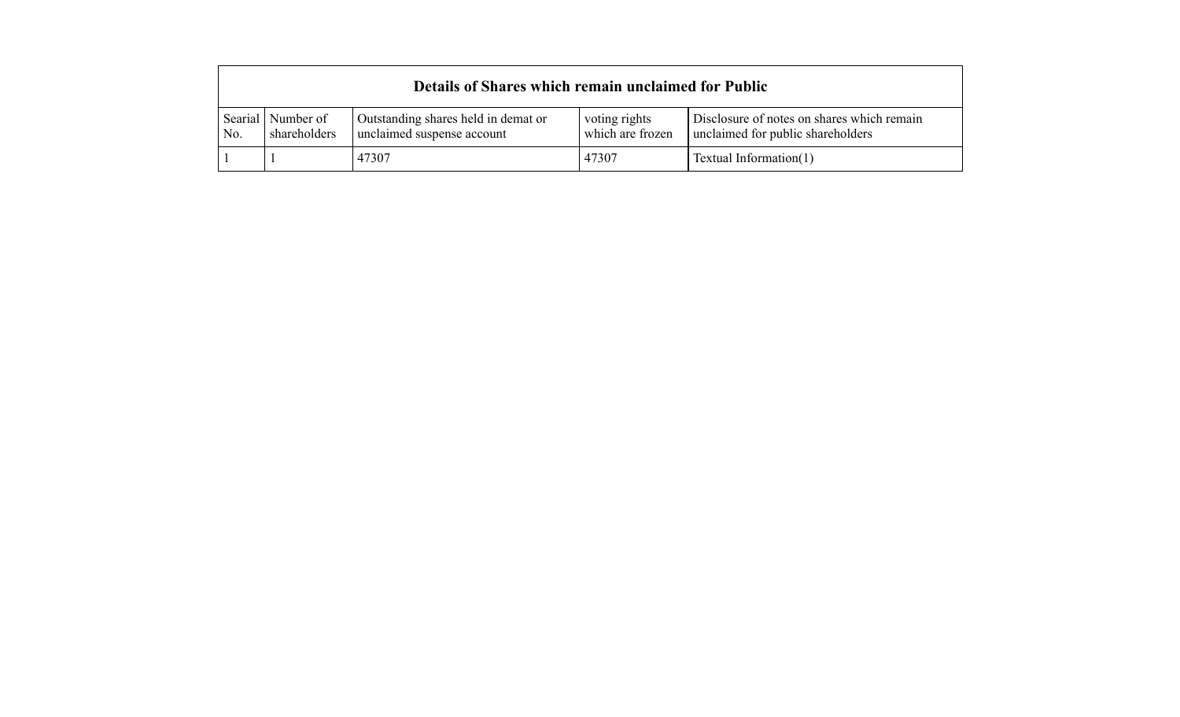| Details of Shares which remain unclaimed for Public | | | | |
|---|---|---|---|---|
| Searial No. | Number of shareholders | Outstanding shares held in demat or unclaimed suspense account | voting rights which are frozen | Disclosure of notes on shares which remain unclaimed for public shareholders |
| 1 | 1 | 47307 | 47307 | Textual Information(1) |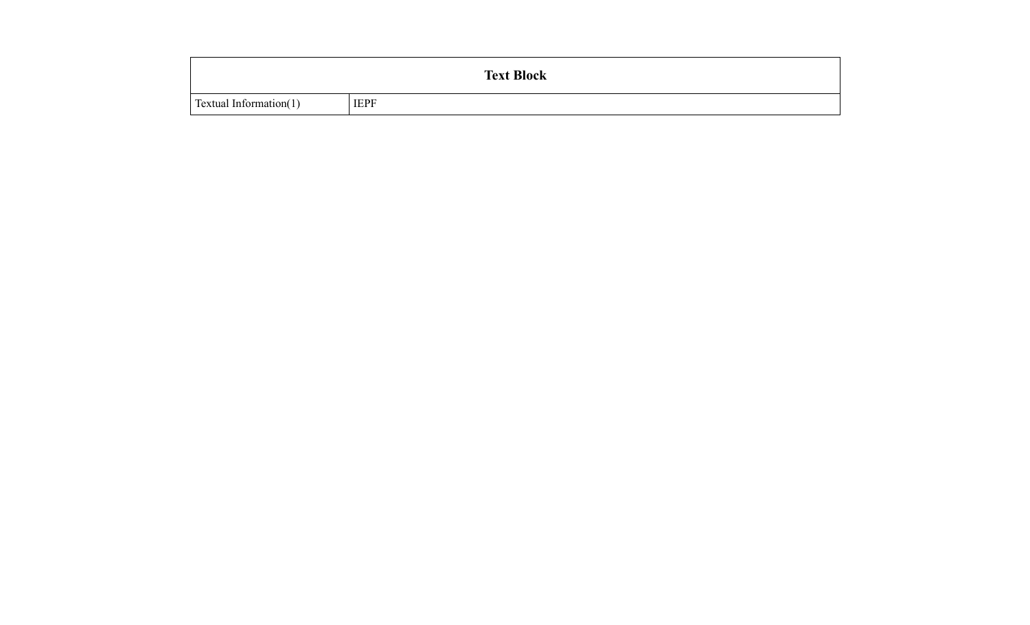| Text Block | |
|---|---|
| Textual Information(1) | IEPF |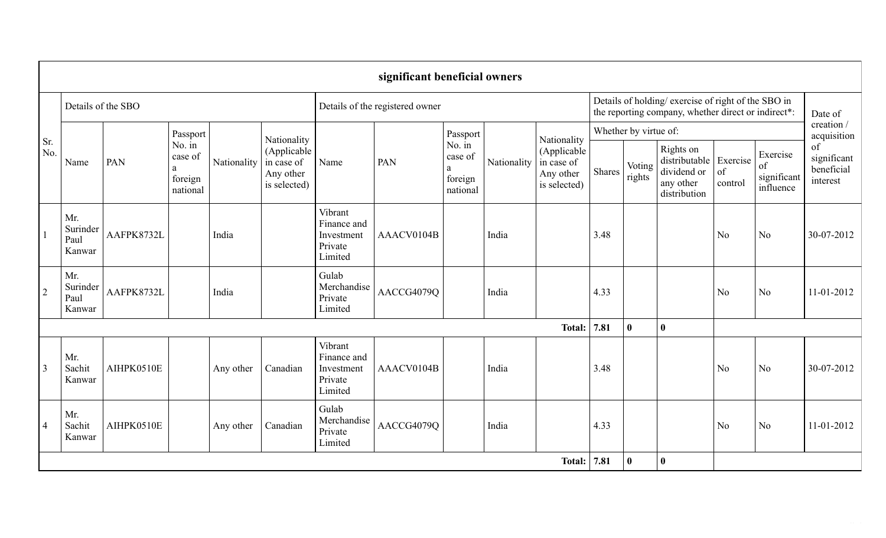| significant beneficial owners | | | | | | | | | | | | | | | | |
|---|---|---|---|---|---|---|---|---|---|---|---|---|---|---|---|---|
| Sr. No. | Details of the SBO | | | | | Details of the registered owner | | | | | Details of holding/ exercise of right of the SBO in the reporting company, whether direct or indirect*: | | | | | Date of creation / acquisition of significant beneficial interest |
| | | | | | | | | | | | Whether by virtue of: | | | | | |
| | Name | PAN | Passport No. in case of a foreign national | Nationality | Nationality (Applicable in case of Any other is selected) | Name | PAN | Passport No. in case of a foreign national | Nationality | Nationality (Applicable in case of Any other is selected) | Shares | Voting rights | Rights on distributable dividend or any other distribution | Exercise of control | Exercise of significant influence | |
| 1 | Mr. Surinder Paul Kanwar | AAFPK8732L | | India | | Vibrant Finance and Investment Private Limited | AAACV0104B | | India | | 3.48 | | | No | No | 30-07-2012 |
| 2 | Mr. Surinder Paul Kanwar | AAFPK8732L | | India | | Gulab Merchandise Private Limited | AACCG4079Q | | India | | 4.33 | | | No | No | 11-01-2012 |
| | | | | | | | | | | **Total:** | **7.81** | **0** | **0** | | | |
| 3 | Mr. Sachit Kanwar | AIHPK0510E | | Any other | Canadian | Vibrant Finance and Investment Private Limited | AAACV0104B | | India | | 3.48 | | | No | No | 30-07-2012 |
| 4 | Mr. Sachit Kanwar | AIHPK0510E | | Any other | Canadian | Gulab Merchandise Private Limited | AACCG4079Q | | India | | 4.33 | | | No | No | 11-01-2012 |
| | | | | | | | | | | **Total:** | **7.81** | **0** | **0** | | | |